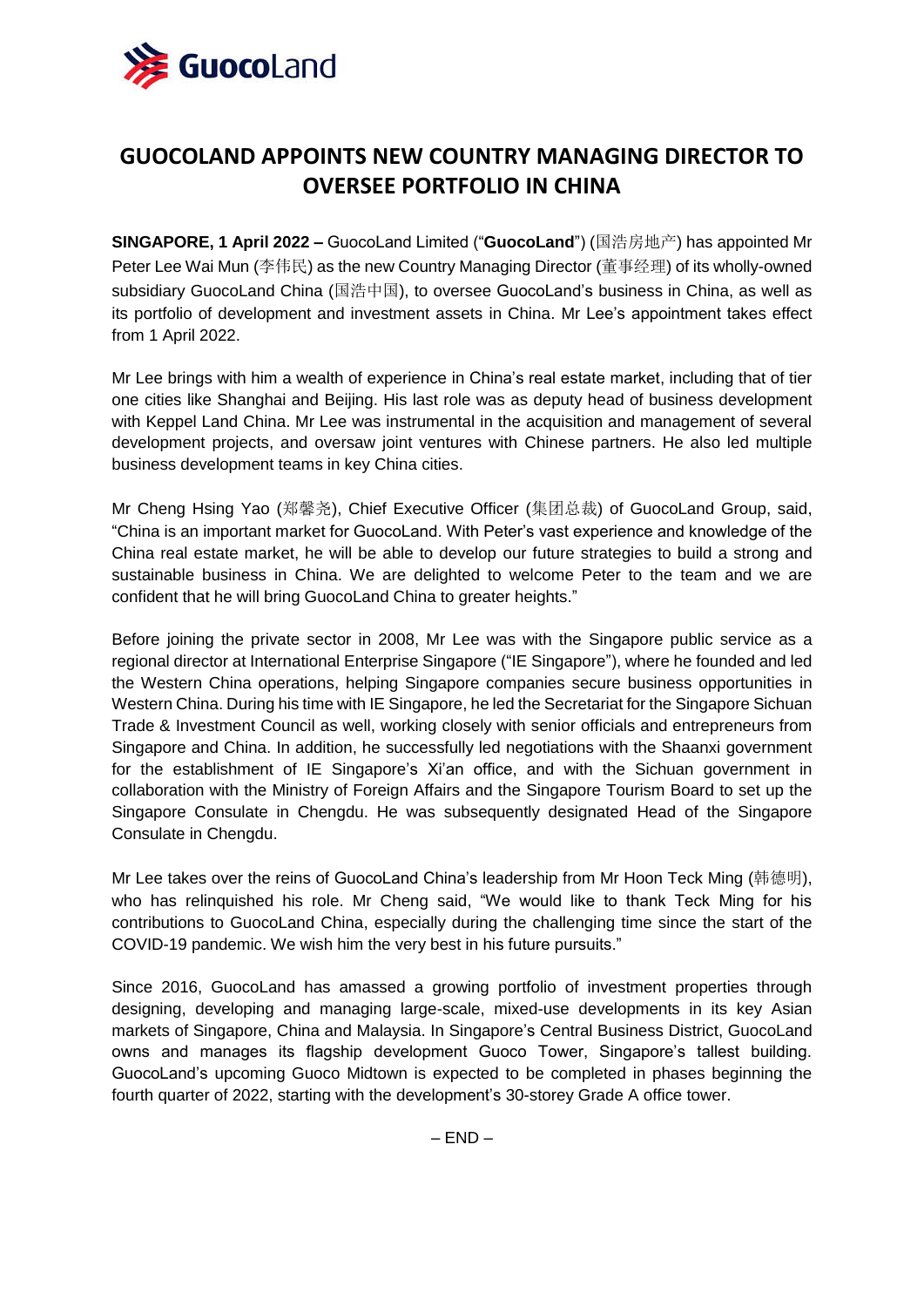# GUOCOLAND APPOINTS NEW COUNTRY MANAGING DIRECTOR TO OVERSEE PORTFOLIO IN CHINA

**SINGAPORE, 1 April 2022 –** GuocoLand Limited ("**GuocoLand**") (国浩房地产) has appointed Mr Peter Lee Wai Mun (李伟民) as the new Country Managing Director (董事经理) of its wholly-owned subsidiary GuocoLand China (国浩中国), to oversee GuocoLand's business in China, as well as its portfolio of development and investment assets in China. Mr Lee's appointment takes effect from 1 April 2022.

Mr Lee brings with him a wealth of experience in China's real estate market, including that of tier one cities like Shanghai and Beijing. His last role was as deputy head of business development with Keppel Land China. Mr Lee was instrumental in the acquisition and management of several development projects, and oversaw joint ventures with Chinese partners. He also led multiple business development teams in key China cities.

Mr Cheng Hsing Yao (郑馨尧), Chief Executive Officer (集团总裁) of GuocoLand Group, said, "China is an important market for GuocoLand. With Peter's vast experience and knowledge of the China real estate market, he will be able to develop our future strategies to build a strong and sustainable business in China. We are delighted to welcome Peter to the team and we are confident that he will bring GuocoLand China to greater heights."

Before joining the private sector in 2008, Mr Lee was with the Singapore public service as a regional director at International Enterprise Singapore ("IE Singapore"), where he founded and led the Western China operations, helping Singapore companies secure business opportunities in Western China. During his time with IE Singapore, he led the Secretariat for the Singapore Sichuan Trade & Investment Council as well, working closely with senior officials and entrepreneurs from Singapore and China. In addition, he successfully led negotiations with the Shaanxi government for the establishment of IE Singapore's Xi'an office, and with the Sichuan government in collaboration with the Ministry of Foreign Affairs and the Singapore Tourism Board to set up the Singapore Consulate in Chengdu. He was subsequently designated Head of the Singapore Consulate in Chengdu.

Mr Lee takes over the reins of GuocoLand China's leadership from Mr Hoon Teck Ming (韩德明), who has relinquished his role. Mr Cheng said, "We would like to thank Teck Ming for his contributions to GuocoLand China, especially during the challenging time since the start of the COVID-19 pandemic. We wish him the very best in his future pursuits."

Since 2016, GuocoLand has amassed a growing portfolio of investment properties through designing, developing and managing large-scale, mixed-use developments in its key Asian markets of Singapore, China and Malaysia. In Singapore's Central Business District, GuocoLand owns and manages its flagship development Guoco Tower, Singapore's tallest building. GuocoLand's upcoming Guoco Midtown is expected to be completed in phases beginning the fourth quarter of 2022, starting with the development's 30-storey Grade A office tower.

– END –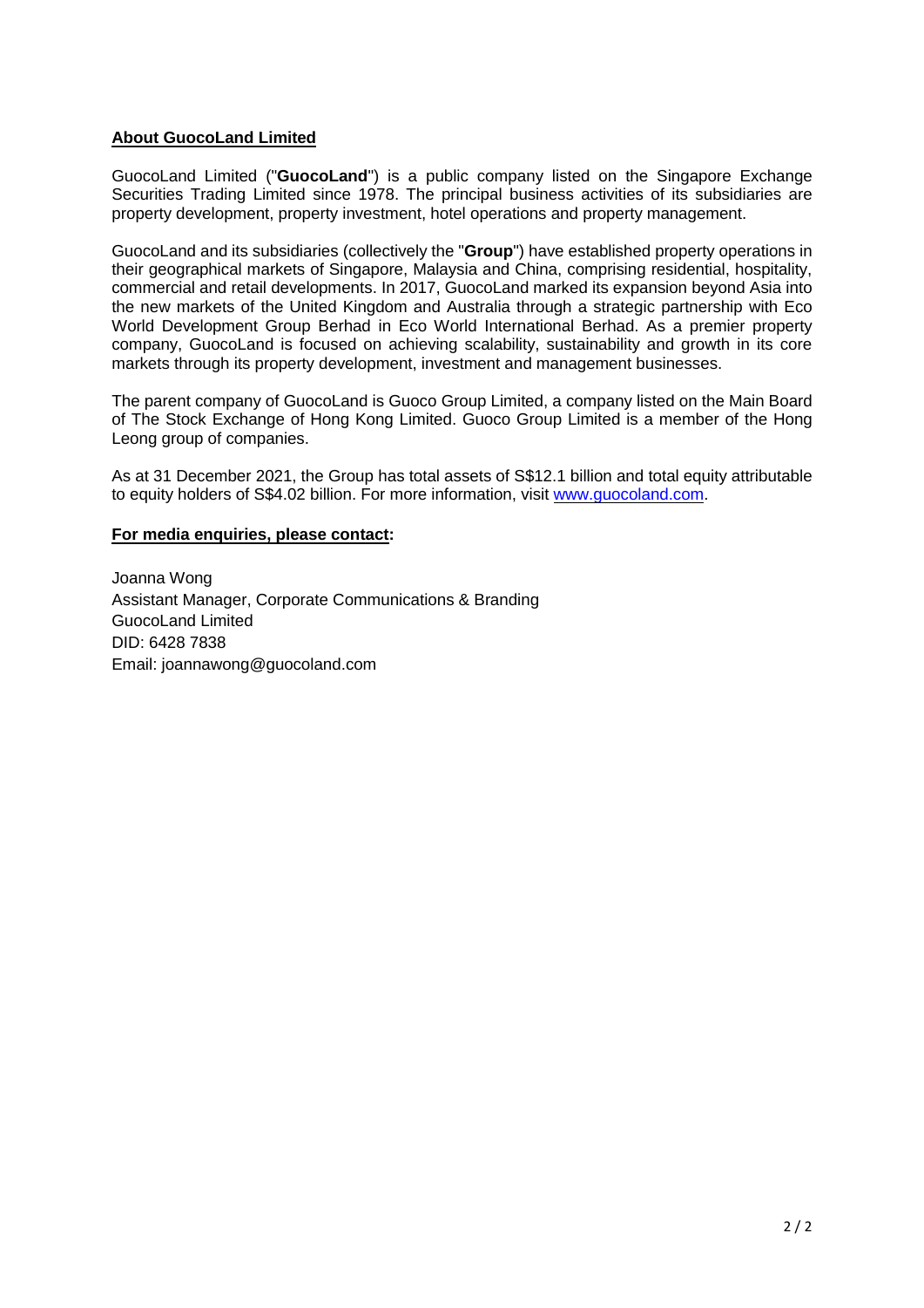**About GuocoLand Limited**

GuocoLand Limited ("**GuocoLand**") is a public company listed on the Singapore Exchange Securities Trading Limited since 1978. The principal business activities of its subsidiaries are property development, property investment, hotel operations and property management.

GuocoLand and its subsidiaries (collectively the "**Group**") have established property operations in their geographical markets of Singapore, Malaysia and China, comprising residential, hospitality, commercial and retail developments. In 2017, GuocoLand marked its expansion beyond Asia into the new markets of the United Kingdom and Australia through a strategic partnership with Eco World Development Group Berhad in Eco World International Berhad. As a premier property company, GuocoLand is focused on achieving scalability, sustainability and growth in its core markets through its property development, investment and management businesses.

The parent company of GuocoLand is Guoco Group Limited, a company listed on the Main Board of The Stock Exchange of Hong Kong Limited. Guoco Group Limited is a member of the Hong Leong group of companies.

As at 31 December 2021, the Group has total assets of S$12.1 billion and total equity attributable to equity holders of S$4.02 billion. For more information, visit www.guocoland.com.

**For media enquiries, please contact:**

Joanna Wong
Assistant Manager, Corporate Communications & Branding
GuocoLand Limited
DID: 6428 7838
Email: joannawong@guocoland.com